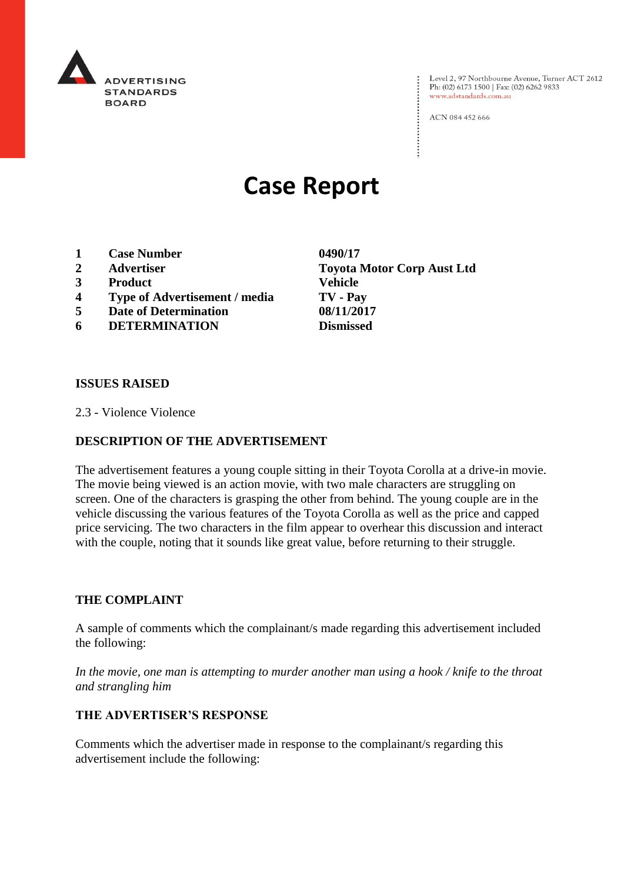ADVERTISING STANDARDS BOARD

Level 2, 97 Northbourne Avenue, Turner ACT 2612
Ph: (02) 6173 1500 | Fax: (02) 6262 9833
www.adstandards.com.au

ACN 084 452 666

# Case Report

| | | |
|---|---|---|
| **1** | **Case Number** | **0490/17** |
| **2** | **Advertiser** | **Toyota Motor Corp Aust Ltd** |
| **3** | **Product** | **Vehicle** |
| **4** | **Type of Advertisement / media** | **TV - Pay** |
| **5** | **Date of Determination** | **08/11/2017** |
| **6** | **DETERMINATION** | **Dismissed** |

**ISSUES RAISED**

2.3 - Violence Violence

**DESCRIPTION OF THE ADVERTISEMENT**

The advertisement features a young couple sitting in their Toyota Corolla at a drive-in movie. The movie being viewed is an action movie, with two male characters are struggling on screen. One of the characters is grasping the other from behind. The young couple are in the vehicle discussing the various features of the Toyota Corolla as well as the price and capped price servicing. The two characters in the film appear to overhear this discussion and interact with the couple, noting that it sounds like great value, before returning to their struggle.

**THE COMPLAINT**

A sample of comments which the complainant/s made regarding this advertisement included the following:

*In the movie, one man is attempting to murder another man using a hook / knife to the throat and strangling him*

**THE ADVERTISER'S RESPONSE**

Comments which the advertiser made in response to the complainant/s regarding this advertisement include the following: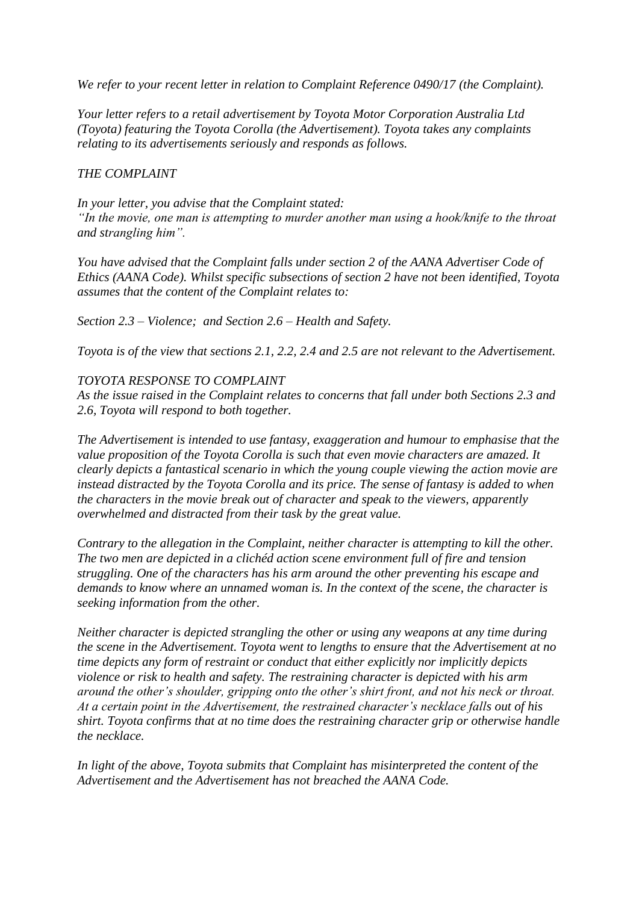*We refer to your recent letter in relation to Complaint Reference 0490/17 (the Complaint).*

*Your letter refers to a retail advertisement by Toyota Motor Corporation Australia Ltd (Toyota) featuring the Toyota Corolla (the Advertisement). Toyota takes any complaints relating to its advertisements seriously and responds as follows.*

*THE COMPLAINT*

*In your letter, you advise that the Complaint stated:*
*"In the movie, one man is attempting to murder another man using a hook/knife to the throat and strangling him".*

*You have advised that the Complaint falls under section 2 of the AANA Advertiser Code of Ethics (AANA Code). Whilst specific subsections of section 2 have not been identified, Toyota assumes that the content of the Complaint relates to:*

*Section 2.3 – Violence; and Section 2.6 – Health and Safety.*

*Toyota is of the view that sections 2.1, 2.2, 2.4 and 2.5 are not relevant to the Advertisement.*

*TOYOTA RESPONSE TO COMPLAINT*
*As the issue raised in the Complaint relates to concerns that fall under both Sections 2.3 and 2.6, Toyota will respond to both together.*

*The Advertisement is intended to use fantasy, exaggeration and humour to emphasise that the value proposition of the Toyota Corolla is such that even movie characters are amazed. It clearly depicts a fantastical scenario in which the young couple viewing the action movie are instead distracted by the Toyota Corolla and its price. The sense of fantasy is added to when the characters in the movie break out of character and speak to the viewers, apparently overwhelmed and distracted from their task by the great value.*

*Contrary to the allegation in the Complaint, neither character is attempting to kill the other. The two men are depicted in a clichéd action scene environment full of fire and tension struggling. One of the characters has his arm around the other preventing his escape and demands to know where an unnamed woman is. In the context of the scene, the character is seeking information from the other.*

*Neither character is depicted strangling the other or using any weapons at any time during the scene in the Advertisement. Toyota went to lengths to ensure that the Advertisement at no time depicts any form of restraint or conduct that either explicitly nor implicitly depicts violence or risk to health and safety. The restraining character is depicted with his arm around the other's shoulder, gripping onto the other's shirt front, and not his neck or throat. At a certain point in the Advertisement, the restrained character's necklace falls out of his shirt. Toyota confirms that at no time does the restraining character grip or otherwise handle the necklace.*

*In light of the above, Toyota submits that Complaint has misinterpreted the content of the Advertisement and the Advertisement has not breached the AANA Code.*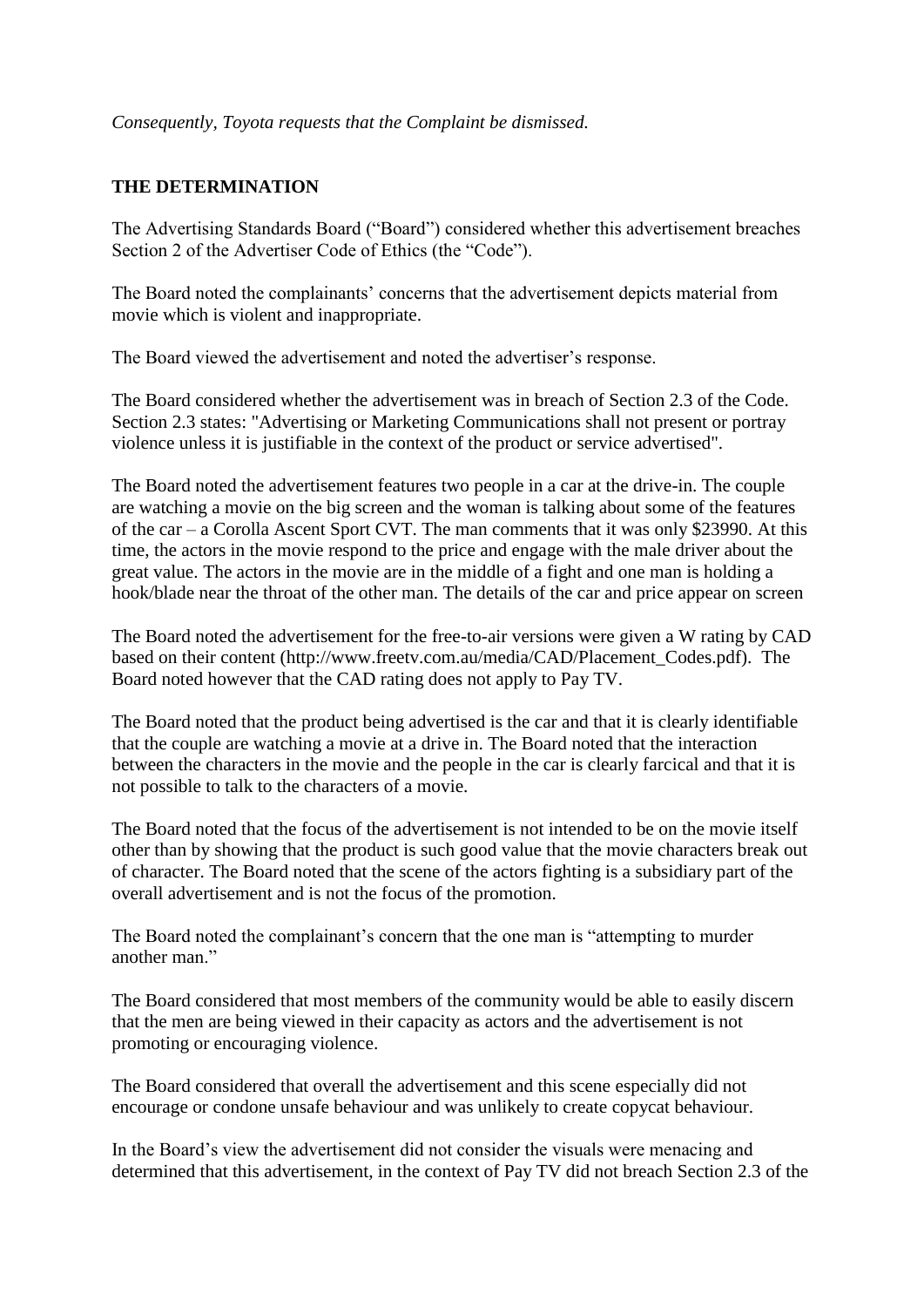*Consequently, Toyota requests that the Complaint be dismissed.*

## THE DETERMINATION

The Advertising Standards Board ("Board") considered whether this advertisement breaches Section 2 of the Advertiser Code of Ethics (the "Code").

The Board noted the complainants' concerns that the advertisement depicts material from movie which is violent and inappropriate.

The Board viewed the advertisement and noted the advertiser's response.

The Board considered whether the advertisement was in breach of Section 2.3 of the Code. Section 2.3 states: "Advertising or Marketing Communications shall not present or portray violence unless it is justifiable in the context of the product or service advertised".

The Board noted the advertisement features two people in a car at the drive-in. The couple are watching a movie on the big screen and the woman is talking about some of the features of the car – a Corolla Ascent Sport CVT. The man comments that it was only $23990. At this time, the actors in the movie respond to the price and engage with the male driver about the great value. The actors in the movie are in the middle of a fight and one man is holding a hook/blade near the throat of the other man. The details of the car and price appear on screen

The Board noted the advertisement for the free-to-air versions were given a W rating by CAD based on their content (http://www.freetv.com.au/media/CAD/Placement_Codes.pdf). The Board noted however that the CAD rating does not apply to Pay TV.

The Board noted that the product being advertised is the car and that it is clearly identifiable that the couple are watching a movie at a drive in. The Board noted that the interaction between the characters in the movie and the people in the car is clearly farcical and that it is not possible to talk to the characters of a movie.

The Board noted that the focus of the advertisement is not intended to be on the movie itself other than by showing that the product is such good value that the movie characters break out of character. The Board noted that the scene of the actors fighting is a subsidiary part of the overall advertisement and is not the focus of the promotion.

The Board noted the complainant's concern that the one man is "attempting to murder another man."

The Board considered that most members of the community would be able to easily discern that the men are being viewed in their capacity as actors and the advertisement is not promoting or encouraging violence.

The Board considered that overall the advertisement and this scene especially did not encourage or condone unsafe behaviour and was unlikely to create copycat behaviour.

In the Board's view the advertisement did not consider the visuals were menacing and determined that this advertisement, in the context of Pay TV did not breach Section 2.3 of the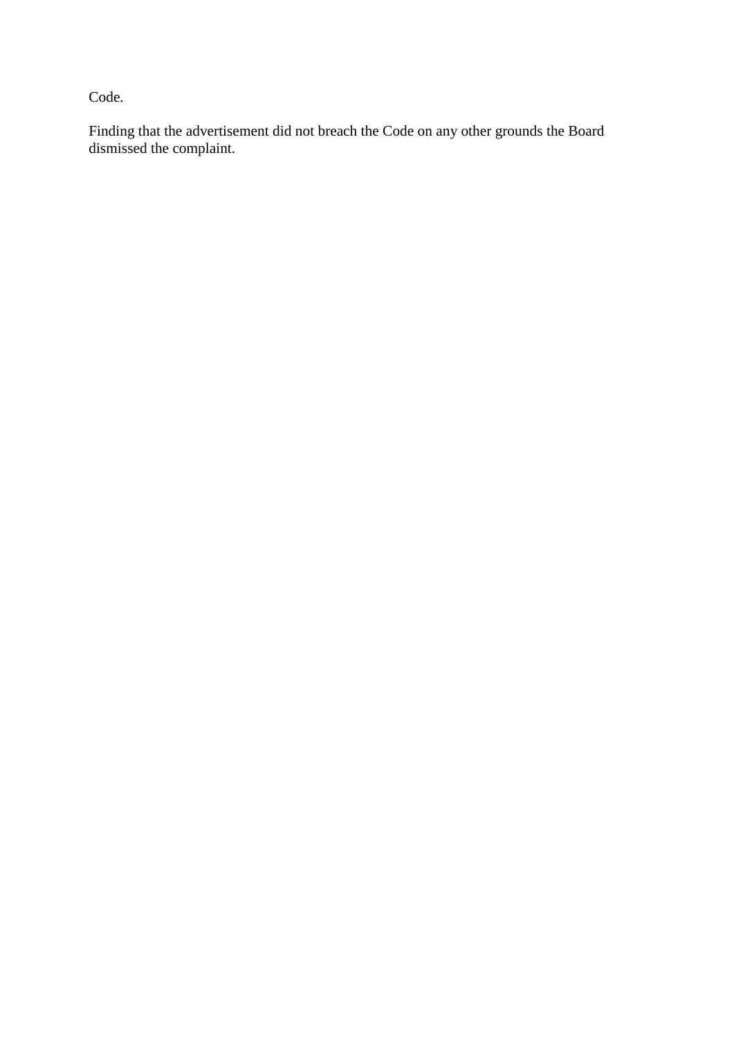Code.

Finding that the advertisement did not breach the Code on any other grounds the Board dismissed the complaint.